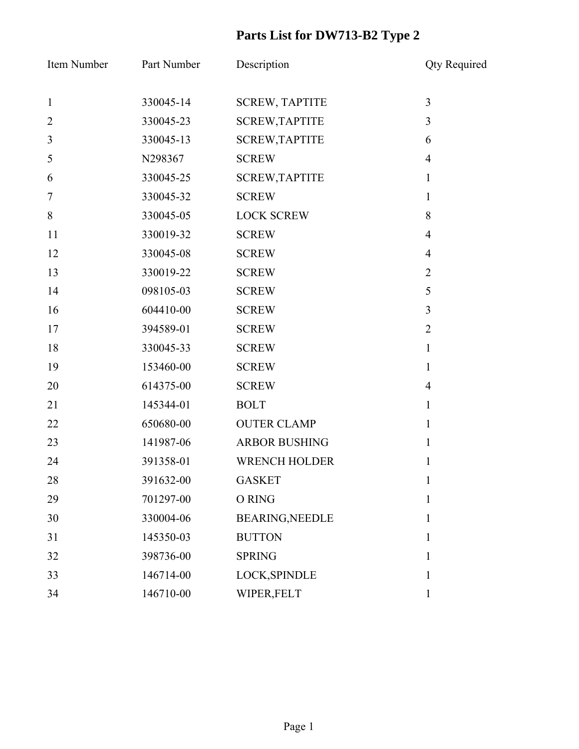# Parts List for DW713-B2 Type 2

| Item Number | Part Number | Description | Qty Required |
| --- | --- | --- | --- |
| 1 | 330045-14 | SCREW, TAPTITE | 3 |
| 2 | 330045-23 | SCREW,TAPTITE | 3 |
| 3 | 330045-13 | SCREW,TAPTITE | 6 |
| 5 | N298367 | SCREW | 4 |
| 6 | 330045-25 | SCREW,TAPTITE | 1 |
| 7 | 330045-32 | SCREW | 1 |
| 8 | 330045-05 | LOCK SCREW | 8 |
| 11 | 330019-32 | SCREW | 4 |
| 12 | 330045-08 | SCREW | 4 |
| 13 | 330019-22 | SCREW | 2 |
| 14 | 098105-03 | SCREW | 5 |
| 16 | 604410-00 | SCREW | 3 |
| 17 | 394589-01 | SCREW | 2 |
| 18 | 330045-33 | SCREW | 1 |
| 19 | 153460-00 | SCREW | 1 |
| 20 | 614375-00 | SCREW | 4 |
| 21 | 145344-01 | BOLT | 1 |
| 22 | 650680-00 | OUTER CLAMP | 1 |
| 23 | 141987-06 | ARBOR BUSHING | 1 |
| 24 | 391358-01 | WRENCH HOLDER | 1 |
| 28 | 391632-00 | GASKET | 1 |
| 29 | 701297-00 | O RING | 1 |
| 30 | 330004-06 | BEARING,NEEDLE | 1 |
| 31 | 145350-03 | BUTTON | 1 |
| 32 | 398736-00 | SPRING | 1 |
| 33 | 146714-00 | LOCK,SPINDLE | 1 |
| 34 | 146710-00 | WIPER,FELT | 1 |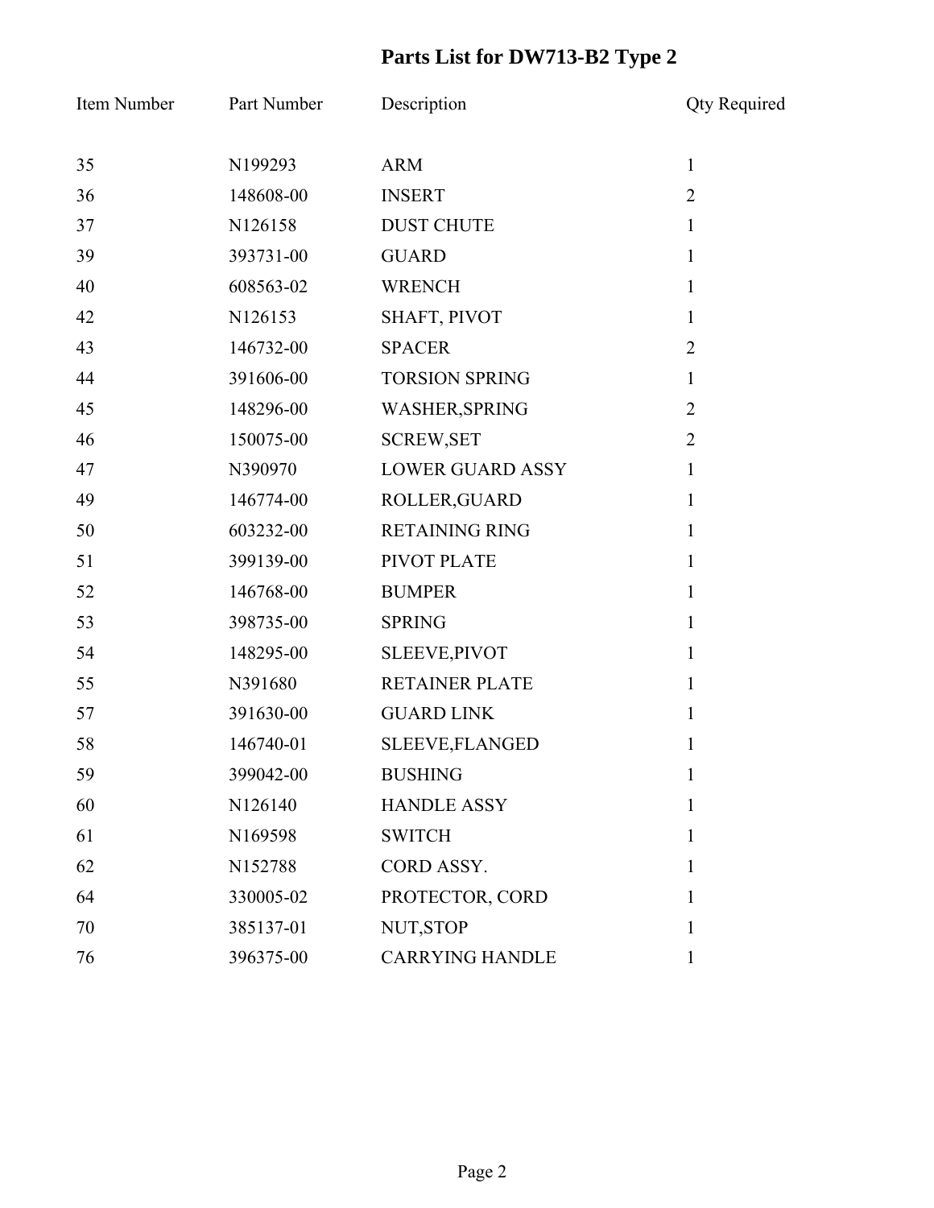# Parts List for DW713-B2 Type 2

| Item Number | Part Number | Description | Qty Required |
|---|---|---|---|
| 35 | N199293 | ARM | 1 |
| 36 | 148608-00 | INSERT | 2 |
| 37 | N126158 | DUST CHUTE | 1 |
| 39 | 393731-00 | GUARD | 1 |
| 40 | 608563-02 | WRENCH | 1 |
| 42 | N126153 | SHAFT, PIVOT | 1 |
| 43 | 146732-00 | SPACER | 2 |
| 44 | 391606-00 | TORSION SPRING | 1 |
| 45 | 148296-00 | WASHER,SPRING | 2 |
| 46 | 150075-00 | SCREW,SET | 2 |
| 47 | N390970 | LOWER GUARD ASSY | 1 |
| 49 | 146774-00 | ROLLER,GUARD | 1 |
| 50 | 603232-00 | RETAINING RING | 1 |
| 51 | 399139-00 | PIVOT PLATE | 1 |
| 52 | 146768-00 | BUMPER | 1 |
| 53 | 398735-00 | SPRING | 1 |
| 54 | 148295-00 | SLEEVE,PIVOT | 1 |
| 55 | N391680 | RETAINER PLATE | 1 |
| 57 | 391630-00 | GUARD LINK | 1 |
| 58 | 146740-01 | SLEEVE,FLANGED | 1 |
| 59 | 399042-00 | BUSHING | 1 |
| 60 | N126140 | HANDLE ASSY | 1 |
| 61 | N169598 | SWITCH | 1 |
| 62 | N152788 | CORD ASSY. | 1 |
| 64 | 330005-02 | PROTECTOR, CORD | 1 |
| 70 | 385137-01 | NUT,STOP | 1 |
| 76 | 396375-00 | CARRYING HANDLE | 1 |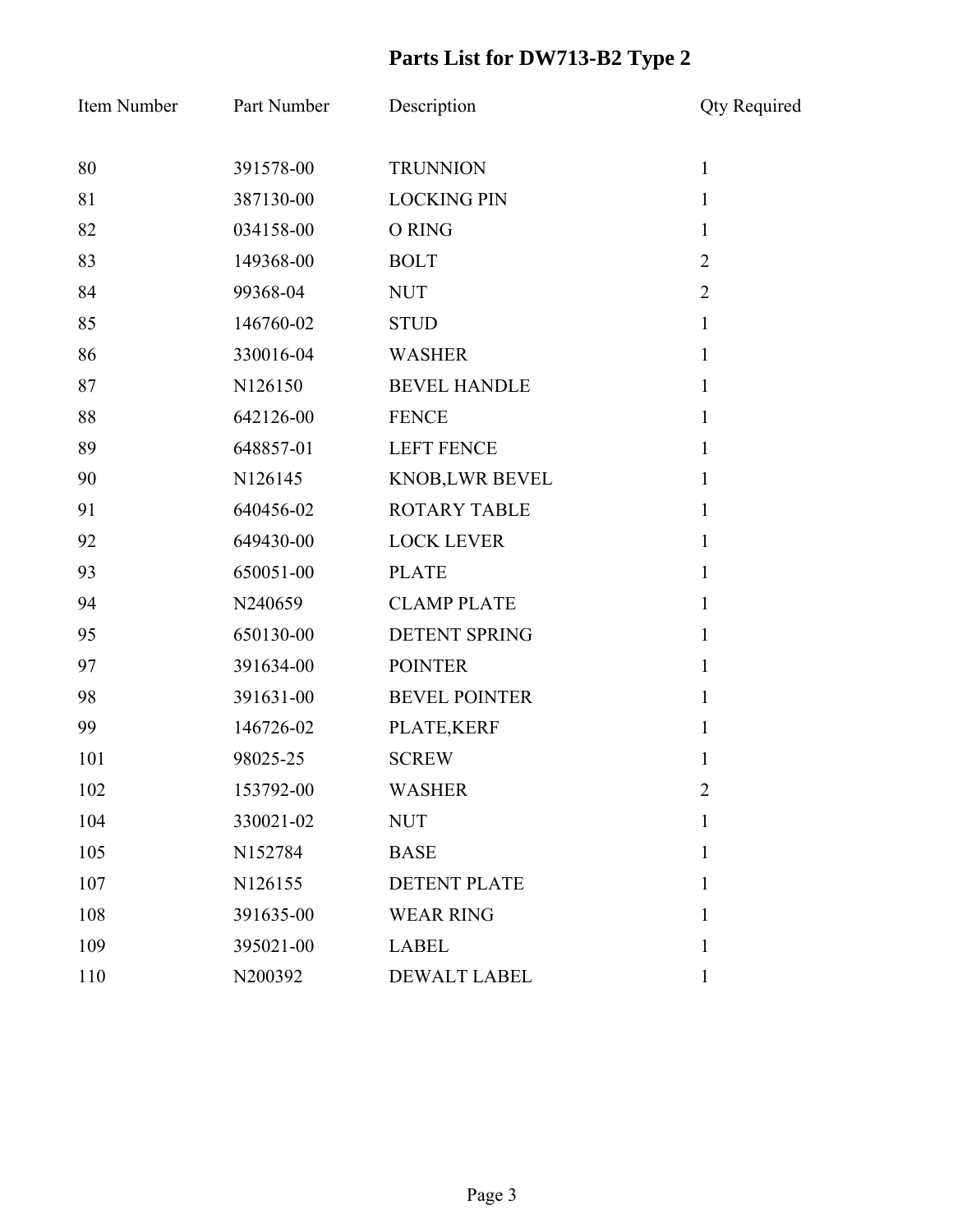# Parts List for DW713-B2 Type 2

| Item Number | Part Number | Description | Qty Required |
|---|---|---|---|
| 80 | 391578-00 | TRUNNION | 1 |
| 81 | 387130-00 | LOCKING PIN | 1 |
| 82 | 034158-00 | O RING | 1 |
| 83 | 149368-00 | BOLT | 2 |
| 84 | 99368-04 | NUT | 2 |
| 85 | 146760-02 | STUD | 1 |
| 86 | 330016-04 | WASHER | 1 |
| 87 | N126150 | BEVEL HANDLE | 1 |
| 88 | 642126-00 | FENCE | 1 |
| 89 | 648857-01 | LEFT FENCE | 1 |
| 90 | N126145 | KNOB,LWR BEVEL | 1 |
| 91 | 640456-02 | ROTARY TABLE | 1 |
| 92 | 649430-00 | LOCK LEVER | 1 |
| 93 | 650051-00 | PLATE | 1 |
| 94 | N240659 | CLAMP PLATE | 1 |
| 95 | 650130-00 | DETENT SPRING | 1 |
| 97 | 391634-00 | POINTER | 1 |
| 98 | 391631-00 | BEVEL POINTER | 1 |
| 99 | 146726-02 | PLATE,KERF | 1 |
| 101 | 98025-25 | SCREW | 1 |
| 102 | 153792-00 | WASHER | 2 |
| 104 | 330021-02 | NUT | 1 |
| 105 | N152784 | BASE | 1 |
| 107 | N126155 | DETENT PLATE | 1 |
| 108 | 391635-00 | WEAR RING | 1 |
| 109 | 395021-00 | LABEL | 1 |
| 110 | N200392 | DEWALT LABEL | 1 |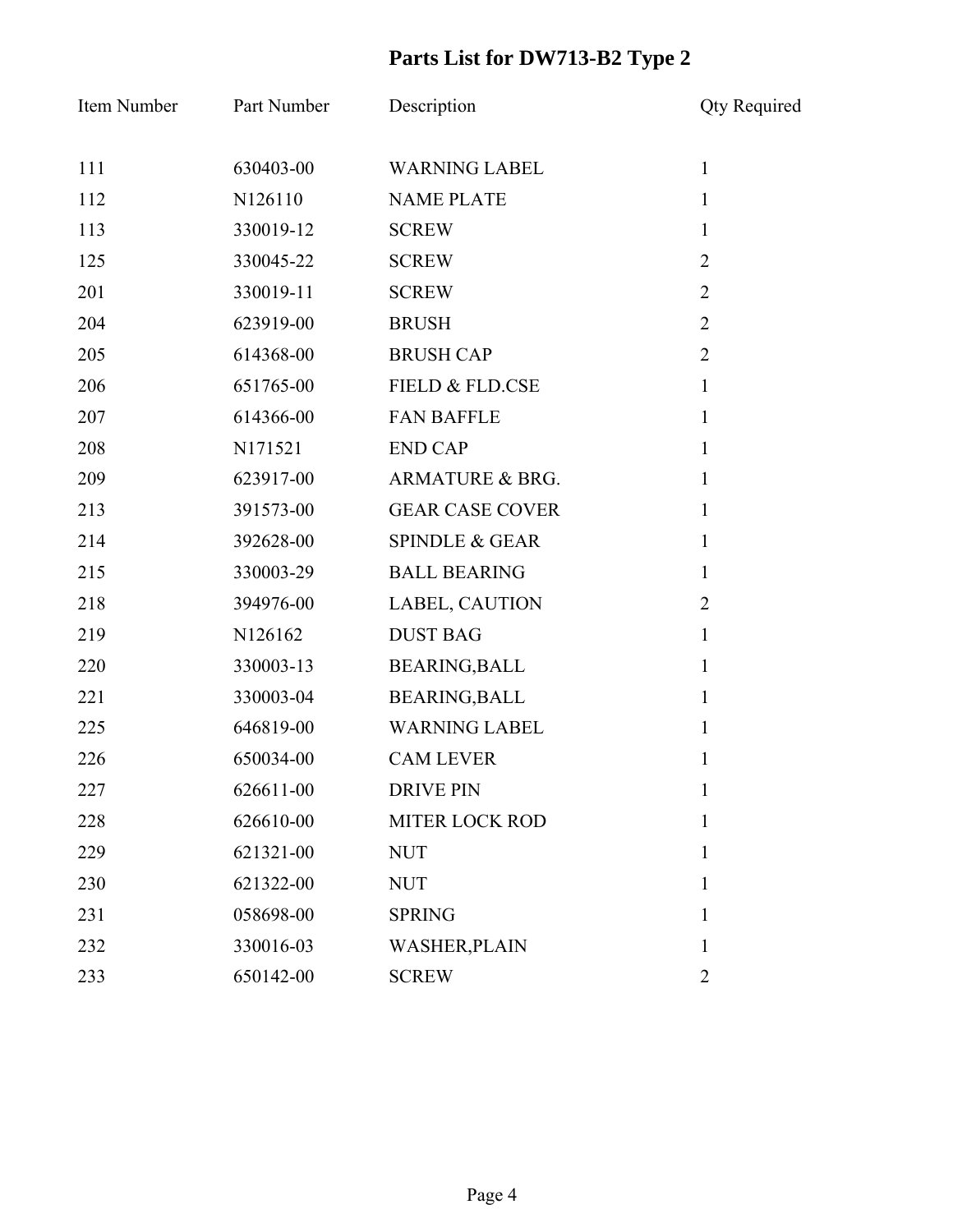# Parts List for DW713-B2 Type 2

| Item Number | Part Number | Description | Qty Required |
|---|---|---|---|
| 111 | 630403-00 | WARNING LABEL | 1 |
| 112 | N126110 | NAME PLATE | 1 |
| 113 | 330019-12 | SCREW | 1 |
| 125 | 330045-22 | SCREW | 2 |
| 201 | 330019-11 | SCREW | 2 |
| 204 | 623919-00 | BRUSH | 2 |
| 205 | 614368-00 | BRUSH CAP | 2 |
| 206 | 651765-00 | FIELD & FLD.CSE | 1 |
| 207 | 614366-00 | FAN BAFFLE | 1 |
| 208 | N171521 | END CAP | 1 |
| 209 | 623917-00 | ARMATURE & BRG. | 1 |
| 213 | 391573-00 | GEAR CASE COVER | 1 |
| 214 | 392628-00 | SPINDLE & GEAR | 1 |
| 215 | 330003-29 | BALL BEARING | 1 |
| 218 | 394976-00 | LABEL, CAUTION | 2 |
| 219 | N126162 | DUST BAG | 1 |
| 220 | 330003-13 | BEARING,BALL | 1 |
| 221 | 330003-04 | BEARING,BALL | 1 |
| 225 | 646819-00 | WARNING LABEL | 1 |
| 226 | 650034-00 | CAM LEVER | 1 |
| 227 | 626611-00 | DRIVE PIN | 1 |
| 228 | 626610-00 | MITER LOCK ROD | 1 |
| 229 | 621321-00 | NUT | 1 |
| 230 | 621322-00 | NUT | 1 |
| 231 | 058698-00 | SPRING | 1 |
| 232 | 330016-03 | WASHER,PLAIN | 1 |
| 233 | 650142-00 | SCREW | 2 |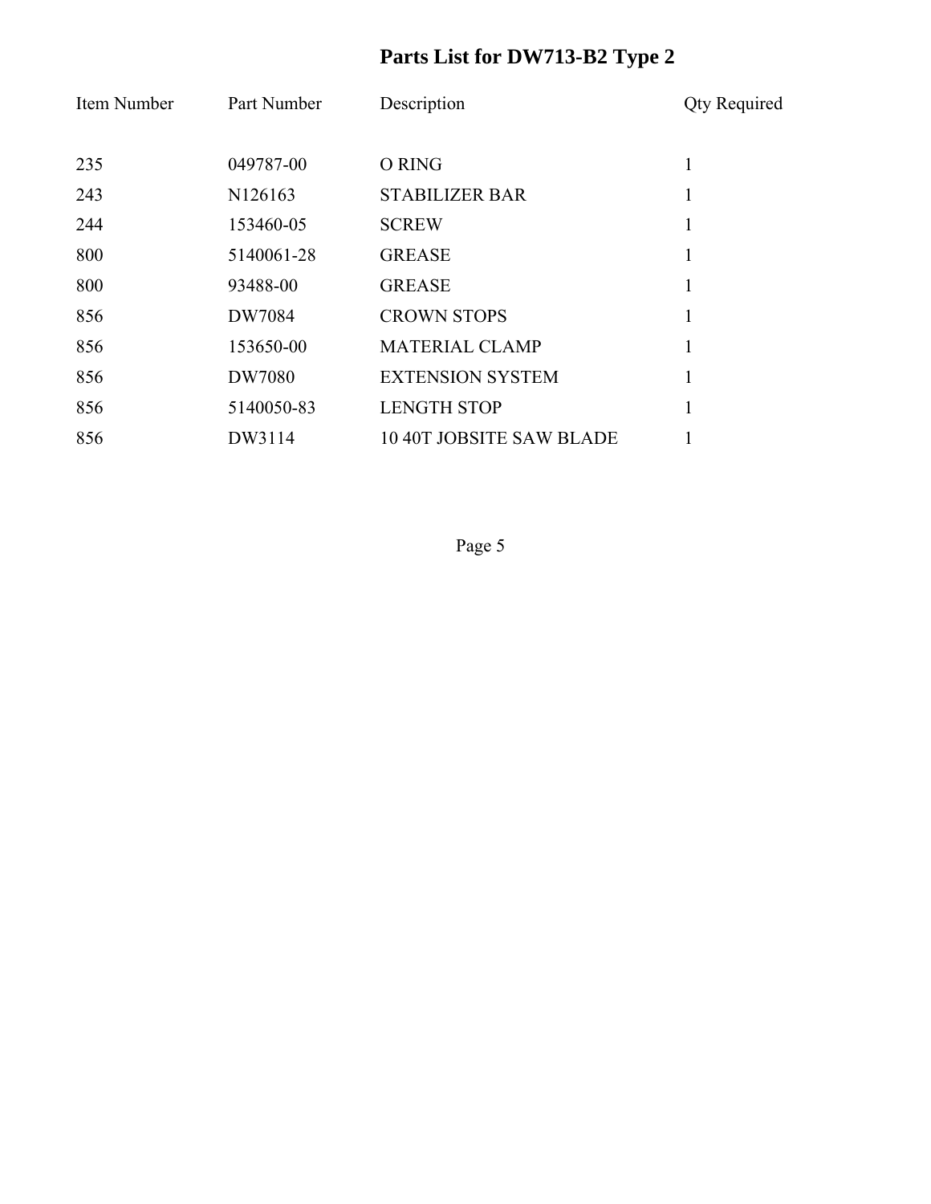# Parts List for DW713-B2 Type 2

| Item Number | Part Number | Description | Qty Required |
| --- | --- | --- | --- |
| 235 | 049787-00 | O RING | 1 |
| 243 | N126163 | STABILIZER BAR | 1 |
| 244 | 153460-05 | SCREW | 1 |
| 800 | 5140061-28 | GREASE | 1 |
| 800 | 93488-00 | GREASE | 1 |
| 856 | DW7084 | CROWN STOPS | 1 |
| 856 | 153650-00 | MATERIAL CLAMP | 1 |
| 856 | DW7080 | EXTENSION SYSTEM | 1 |
| 856 | 5140050-83 | LENGTH STOP | 1 |
| 856 | DW3114 | 10 40T JOBSITE SAW BLADE | 1 |